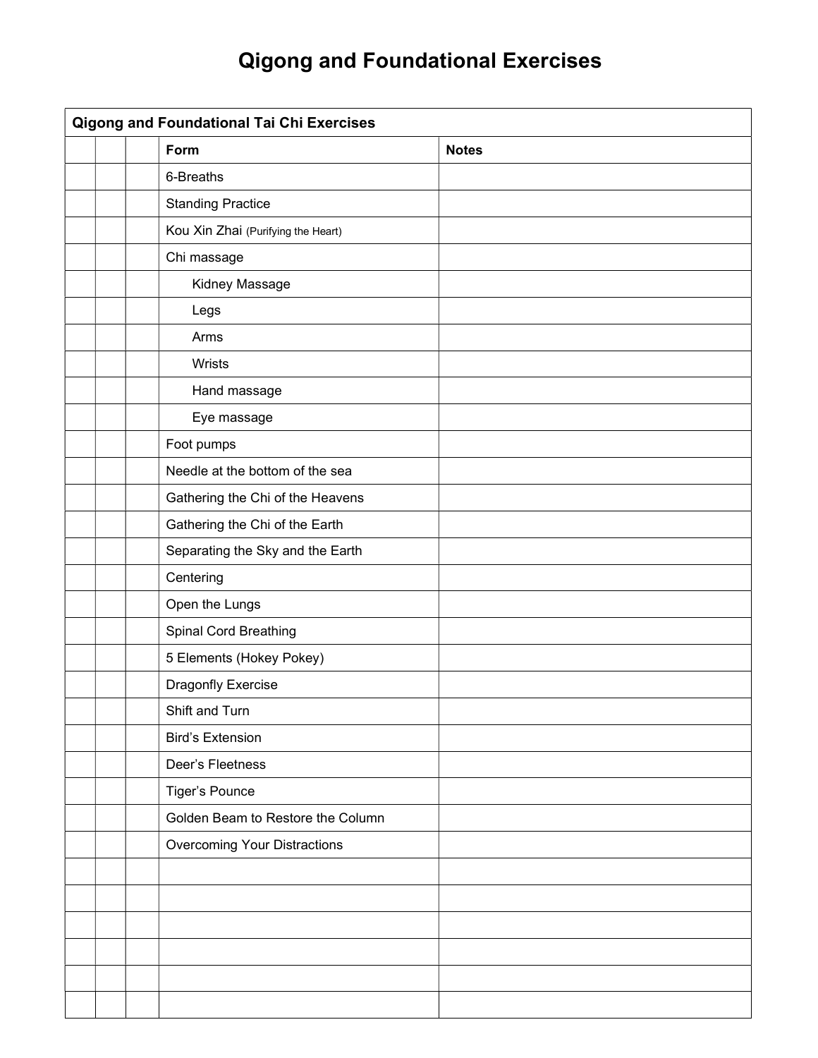# Qigong and Foundational Exercises

| Qigong and Foundational Tai Chi Exercises | | | | |
|---|---|---|---|---|
| | | | **Form** | **Notes** |
| | | | 6-Breaths | |
| | | | Standing Practice | |
| | | | Kou Xin Zhai (Purifying the Heart) | |
| | | | Chi massage | |
| | | | Kidney Massage | |
| | | | Legs | |
| | | | Arms | |
| | | | Wrists | |
| | | | Hand massage | |
| | | | Eye massage | |
| | | | Foot pumps | |
| | | | Needle at the bottom of the sea | |
| | | | Gathering the Chi of the Heavens | |
| | | | Gathering the Chi of the Earth | |
| | | | Separating the Sky and the Earth | |
| | | | Centering | |
| | | | Open the Lungs | |
| | | | Spinal Cord Breathing | |
| | | | 5 Elements (Hokey Pokey) | |
| | | | Dragonfly Exercise | |
| | | | Shift and Turn | |
| | | | Bird's Extension | |
| | | | Deer's Fleetness | |
| | | | Tiger's Pounce | |
| | | | Golden Beam to Restore the Column | |
| | | | Overcoming Your Distractions | |
| | | | | |
| | | | | |
| | | | | |
| | | | | |
| | | | | |
| | | | | |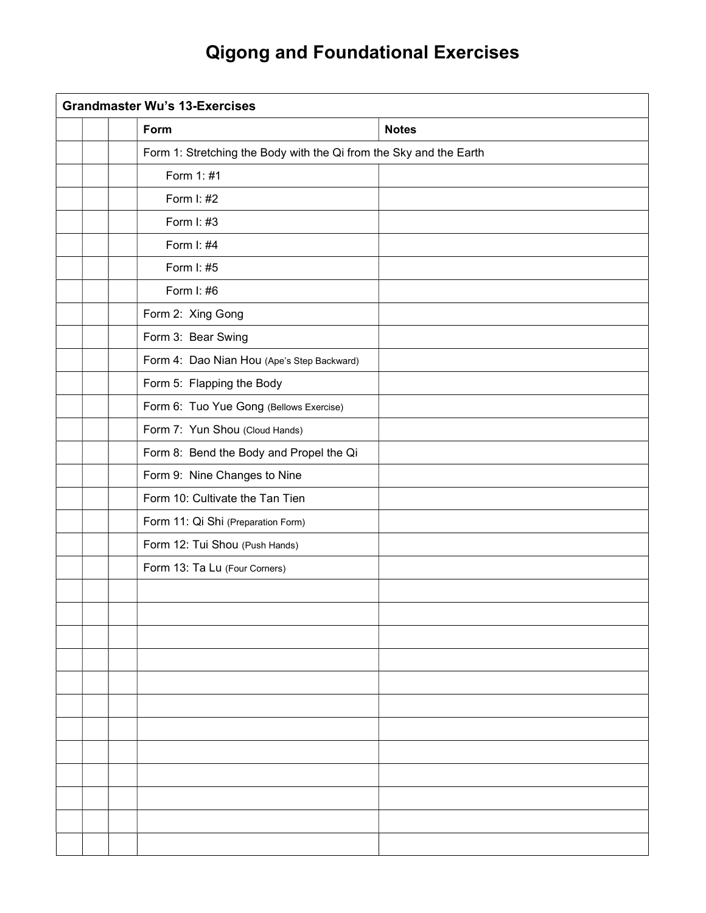# Qigong and Foundational Exercises

| Grandmaster Wu's 13-Exercises | | | | |
|---|---|---|---|---|
| | | | **Form** | **Notes** |
| | | | Form 1: Stretching the Body with the Qi from the Sky and the Earth | |
| | | | Form 1: #1 | |
| | | | Form I: #2 | |
| | | | Form I: #3 | |
| | | | Form I: #4 | |
| | | | Form I: #5 | |
| | | | Form I: #6 | |
| | | | Form 2: Xing Gong | |
| | | | Form 3: Bear Swing | |
| | | | Form 4: Dao Nian Hou (Ape's Step Backward) | |
| | | | Form 5: Flapping the Body | |
| | | | Form 6: Tuo Yue Gong (Bellows Exercise) | |
| | | | Form 7: Yun Shou (Cloud Hands) | |
| | | | Form 8: Bend the Body and Propel the Qi | |
| | | | Form 9: Nine Changes to Nine | |
| | | | Form 10: Cultivate the Tan Tien | |
| | | | Form 11: Qi Shi (Preparation Form) | |
| | | | Form 12: Tui Shou (Push Hands) | |
| | | | Form 13: Ta Lu (Four Corners) | |
| | | | | |
| | | | | |
| | | | | |
| | | | | |
| | | | | |
| | | | | |
| | | | | |
| | | | | |
| | | | | |
| | | | | |
| | | | | |
| | | | | |